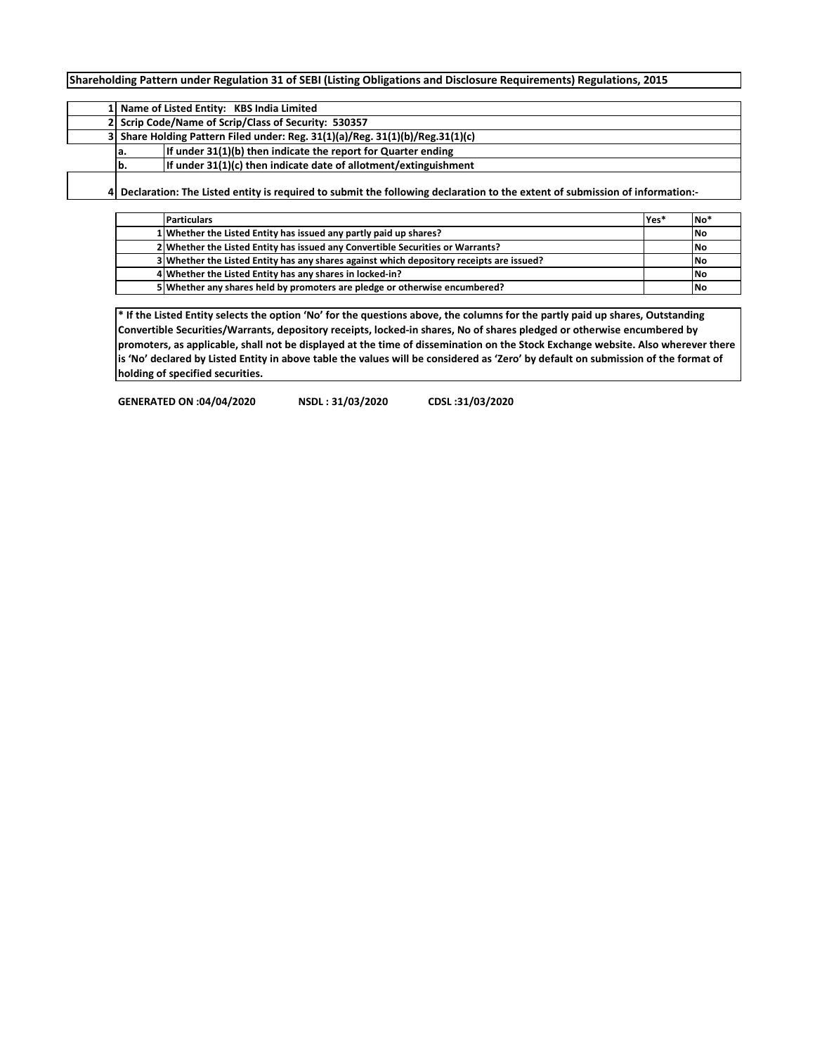**Shareholding Pattern under Regulation 31 of SEBI (Listing Obligations and Disclosure Requirements) Regulations, 2015**

| | | |
|---|---|---|
| 1 | Name of Listed Entity: KBS India Limited | |
| 2 | Scrip Code/Name of Scrip/Class of Security: 530357 | |
| 3 | Share Holding Pattern Filed under: Reg. 31(1)(a)/Reg. 31(1)(b)/Reg.31(1)(c) | |
| | a. | If under 31(1)(b) then indicate the report for Quarter ending |
| | b. | If under 31(1)(c) then indicate date of allotment/extinguishment |
| 4 | Declaration: The Listed entity is required to submit the following declaration to the extent of submission of information:- | |

| | Particulars | Yes* | No* |
|---|---|---|---|
| 1 | Whether the Listed Entity has issued any partly paid up shares? | | No |
| 2 | Whether the Listed Entity has issued any Convertible Securities or Warrants? | | No |
| 3 | Whether the Listed Entity has any shares against which depository receipts are issued? | | No |
| 4 | Whether the Listed Entity has any shares in locked-in? | | No |
| 5 | Whether any shares held by promoters are pledge or otherwise encumbered? | | No |

**\* If the Listed Entity selects the option 'No' for the questions above, the columns for the partly paid up shares, Outstanding Convertible Securities/Warrants, depository receipts, locked-in shares, No of shares pledged or otherwise encumbered by promoters, as applicable, shall not be displayed at the time of dissemination on the Stock Exchange website. Also wherever there is 'No' declared by Listed Entity in above table the values will be considered as 'Zero' by default on submission of the format of holding of specified securities.**

**GENERATED ON :04/04/2020 NSDL : 31/03/2020 CDSL :31/03/2020**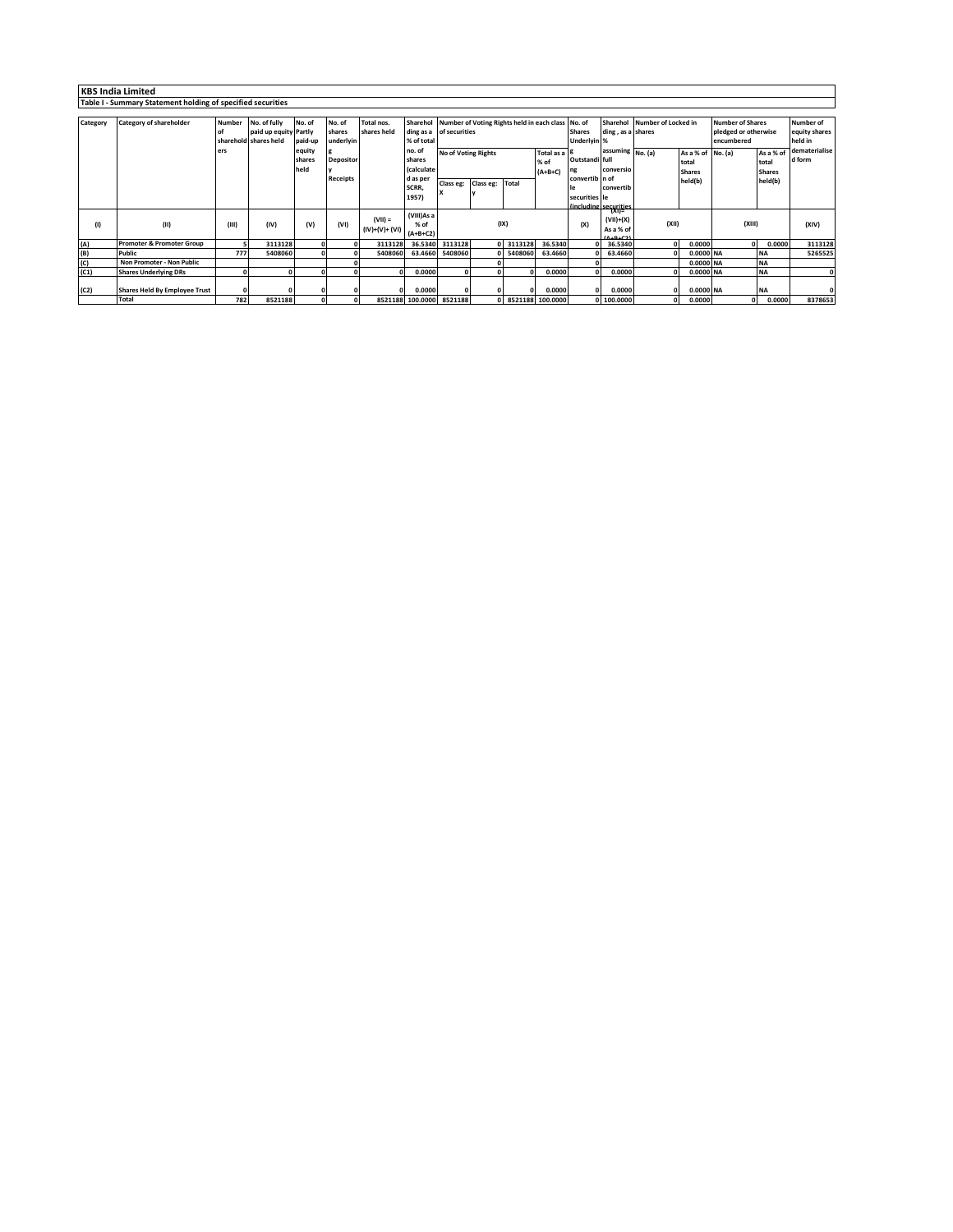# KBS India Limited

## Table I - Summary Statement holding of specified securities

| Category | Category of shareholder | Number of shareholders | No. of fully paid up equity shares held | No. of Partly paid-up equity shares held | No. of shares underlying Depository Receipts | Total nos. shares held | Shareholding as a % of total no. of shares (calculated as per SCRR, 1957) | Number of Voting Rights held in each class of securities | | | | No. of Shares Underlying Outstanding convertible securities (including | Shareholding , as a % assuming full conversion of convertible securities | Number of Locked in shares | | Number of Shares pledged or otherwise encumbered | | Number of equity shares held in dematerialised form |
|---|---|---|---|---|---|---|---|---|---|---|---|---|---|---|---|---|---|---|
| | | | | | | | | No of Voting Rights | | | Total as a % of (A+B+C) | | | No. (a) | As a % of total Shares held(b) | No. (a) | As a % of total Shares held(b) | |
| | | | | | | | | Class eg: X | Class eg: y | Total | | | | | | | | |
| (I) | (II) | (III) | (IV) | (V) | (VI) | (VII) = (IV)+(V)+ (VI) | (VIII)As a % of (A+B+C2) | (IX) | | | | (X) | (XI)= (VII)+(X) As a % of (A+B+C2) | (XII) | | (XIII) | | (XIV) |
| (A) | Promoter & Promoter Group | 5 | 3113128 | 0 | 0 | 3113128 | 36.5340 | 3113128 | 0 | 3113128 | 36.5340 | 0 | 36.5340 | 0 | 0.0000 | 0 | 0.0000 | 3113128 |
| (B) | Public | 777 | 5408060 | 0 | 0 | 5408060 | 63.4660 | 5408060 | 0 | 5408060 | 63.4660 | 0 | 63.4660 | 0 | 0.0000 | NA | NA | 5265525 |
| (C) | Non Promoter - Non Public | | | | 0 | | | | 0 | | | 0 | | | 0.0000 | NA | NA | |
| (C1) | Shares Underlying DRs | 0 | 0 | 0 | 0 | 0 | 0.0000 | 0 | 0 | 0 | 0.0000 | 0 | 0.0000 | 0 | 0.0000 | NA | NA | 0 |
| (C2) | Shares Held By Employee Trust | 0 | 0 | 0 | 0 | 0 | 0.0000 | 0 | 0 | 0 | 0.0000 | 0 | 0.0000 | 0 | 0.0000 | NA | NA | 0 |
| | Total | 782 | 8521188 | 0 | 0 | 8521188 | 100.0000 | 8521188 | 0 | 8521188 | 100.0000 | 0 | 100.0000 | 0 | 0.0000 | 0 | 0.0000 | 8378653 |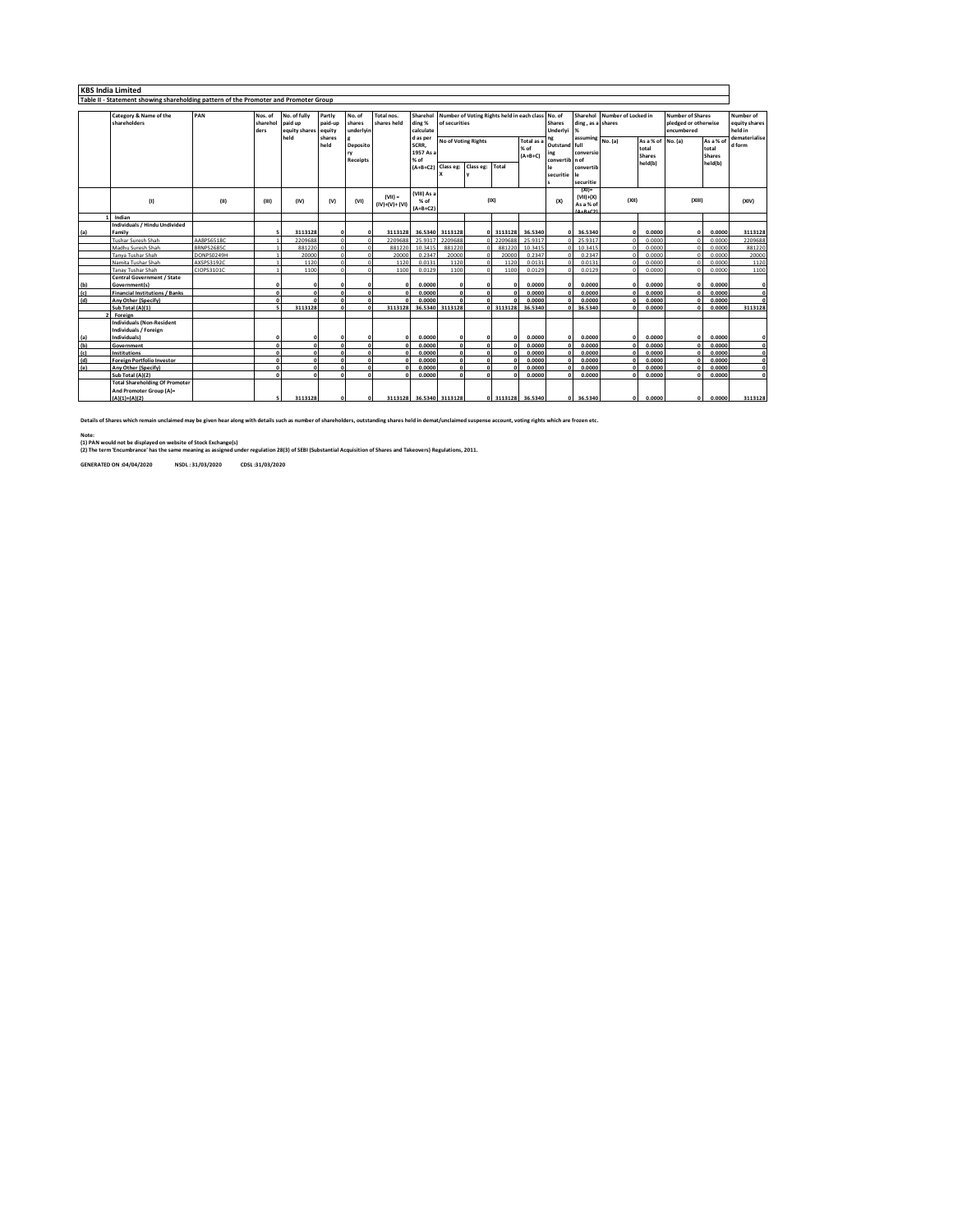# KBS India Limited

## Table II - Statement showing shareholding pattern of the Promoter and Promoter Group

| | Category & Name of the shareholders | PAN | Nos. of shareholders | No. of fully paid up equity shares held | Partly paid-up equity shares held | No. of shares underlying Depository Receipts | Total nos. shares held | Shareholding % calculated as per SCRR, 1957 As a % of (A+B+C2) | Number of Voting Rights held in each class of securities | | | | No. of Shares Underlying Outstanding convertible securities | Shareholding, as a % assuming full conversion of convertible securities | Number of Locked in shares | | Number of Shares pledged or otherwise encumbered | | Number of equity shares held in dematerialised form |
|---|---|---|---|---|---|---|---|---|---|---|---|---|---|---|---|---|---|---|---|
| | | | | | | | | | No of Voting Rights | | | Total as a % of (A+B+C) | | | No. (a) | As a % of total Shares held(b) | No. (a) | As a % of total Shares held(b) | |
| | | | | | | | | | Class eg: X | Class eg: y | Total | | | | | | | | |
| | (I) | (II) | (III) | (IV) | (V) | (VI) | (VII) = (IV)+(V)+ (VI) | (VIII) As a % of (A+B+C2) | (IX) | | | | (X) | (XI)= (VII)+(X) As a % of (A+B+C2) | (XII) | | (XIII) | | (XIV) |
| 1 | **Indian** | | | | | | | | | | | | | | | | | | |
| (a) | **Individuals / Hindu Undivided Family** | | **5** | **3113128** | **0** | **0** | **3113128** | **36.5340** | **3113128** | **0** | **3113128** | **36.5340** | **0** | **36.5340** | **0** | **0.0000** | **0** | **0.0000** | **3113128** |
| | Tushar Suresh Shah | AABPS6518C | 1 | 2209688 | 0 | 0 | 2209688 | 25.9317 | 2209688 | 0 | 2209688 | 25.9317 | 0 | 25.9317 | 0 | 0.0000 | 0 | 0.0000 | 2209688 |
| | Madhu Suresh Shah | BRNPS2685C | 1 | 881220 | 0 | 0 | 881220 | 10.3415 | 881220 | 0 | 881220 | 10.3415 | 0 | 10.3415 | 0 | 0.0000 | 0 | 0.0000 | 881220 |
| | Tanya Tushar Shah | DONPS0249H | 1 | 20000 | 0 | 0 | 20000 | 0.2347 | 20000 | 0 | 20000 | 0.2347 | 0 | 0.2347 | 0 | 0.0000 | 0 | 0.0000 | 20000 |
| | Namita Tushar Shah | AXSPS3192C | 1 | 1120 | 0 | 0 | 1120 | 0.0131 | 1120 | 0 | 1120 | 0.0131 | 0 | 0.0131 | 0 | 0.0000 | 0 | 0.0000 | 1120 |
| | Tanay Tushar Shah | CIOPS3101C | 1 | 1100 | 0 | 0 | 1100 | 0.0129 | 1100 | 0 | 1100 | 0.0129 | 0 | 0.0129 | 0 | 0.0000 | 0 | 0.0000 | 1100 |
| (b) | **Central Government / State Government(s)** | | **0** | **0** | **0** | **0** | **0** | **0.0000** | **0** | **0** | **0** | **0.0000** | **0** | **0.0000** | **0** | **0.0000** | **0** | **0.0000** | **0** |
| (c) | **Financial Institutions / Banks** | | **0** | **0** | **0** | **0** | **0** | **0.0000** | **0** | **0** | **0** | **0.0000** | **0** | **0.0000** | **0** | **0.0000** | **0** | **0.0000** | **0** |
| (d) | **Any Other (Specify)** | | **0** | **0** | **0** | **0** | **0** | **0.0000** | **0** | **0** | **0** | **0.0000** | **0** | **0.0000** | **0** | **0.0000** | **0** | **0.0000** | **0** |
| | **Sub Total (A)(1)** | | **5** | **3113128** | **0** | **0** | **3113128** | **36.5340** | **3113128** | **0** | **3113128** | **36.5340** | **0** | **36.5340** | **0** | **0.0000** | **0** | **0.0000** | **3113128** |
| 2 | **Foreign** | | | | | | | | | | | | | | | | | | |
| (a) | **Individuals (Non-Resident Individuals / Foreign Individuals)** | | **0** | **0** | **0** | **0** | **0** | **0.0000** | **0** | **0** | **0** | **0.0000** | **0** | **0.0000** | **0** | **0.0000** | **0** | **0.0000** | **0** |
| (b) | **Government** | | **0** | **0** | **0** | **0** | **0** | **0.0000** | **0** | **0** | **0** | **0.0000** | **0** | **0.0000** | **0** | **0.0000** | **0** | **0.0000** | **0** |
| (c) | **Institutions** | | **0** | **0** | **0** | **0** | **0** | **0.0000** | **0** | **0** | **0** | **0.0000** | **0** | **0.0000** | **0** | **0.0000** | **0** | **0.0000** | **0** |
| (d) | **Foreign Portfolio Investor** | | **0** | **0** | **0** | **0** | **0** | **0.0000** | **0** | **0** | **0** | **0.0000** | **0** | **0.0000** | **0** | **0.0000** | **0** | **0.0000** | **0** |
| (e) | **Any Other (Specify)** | | **0** | **0** | **0** | **0** | **0** | **0.0000** | **0** | **0** | **0** | **0.0000** | **0** | **0.0000** | **0** | **0.0000** | **0** | **0.0000** | **0** |
| | **Sub Total (A)(2)** | | **0** | **0** | **0** | **0** | **0** | **0.0000** | **0** | **0** | **0** | **0.0000** | **0** | **0.0000** | **0** | **0.0000** | **0** | **0.0000** | **0** |
| | **Total Shareholding Of Promoter And Promoter Group (A)= (A)(1)+(A)(2)** | | **5** | **3113128** | **0** | **0** | **3113128** | **36.5340** | **3113128** | **0** | **3113128** | **36.5340** | **0** | **36.5340** | **0** | **0.0000** | **0** | **0.0000** | **3113128** |

**Details of Shares which remain unclaimed may be given hear along with details such as number of shareholders, outstanding shares held in demat/unclaimed suspense account, voting rights which are frozen etc.**

**Note:**
**(1) PAN would not be displayed on website of Stock Exchange(s)**
**(2) The term 'Encumbrance' has the same meaning as assigned under regulation 28(3) of SEBI (Substantial Acquisition of Shares and Takeovers) Regulations, 2011.**

**GENERATED ON :04/04/2020 NSDL : 31/03/2020 CDSL :31/03/2020**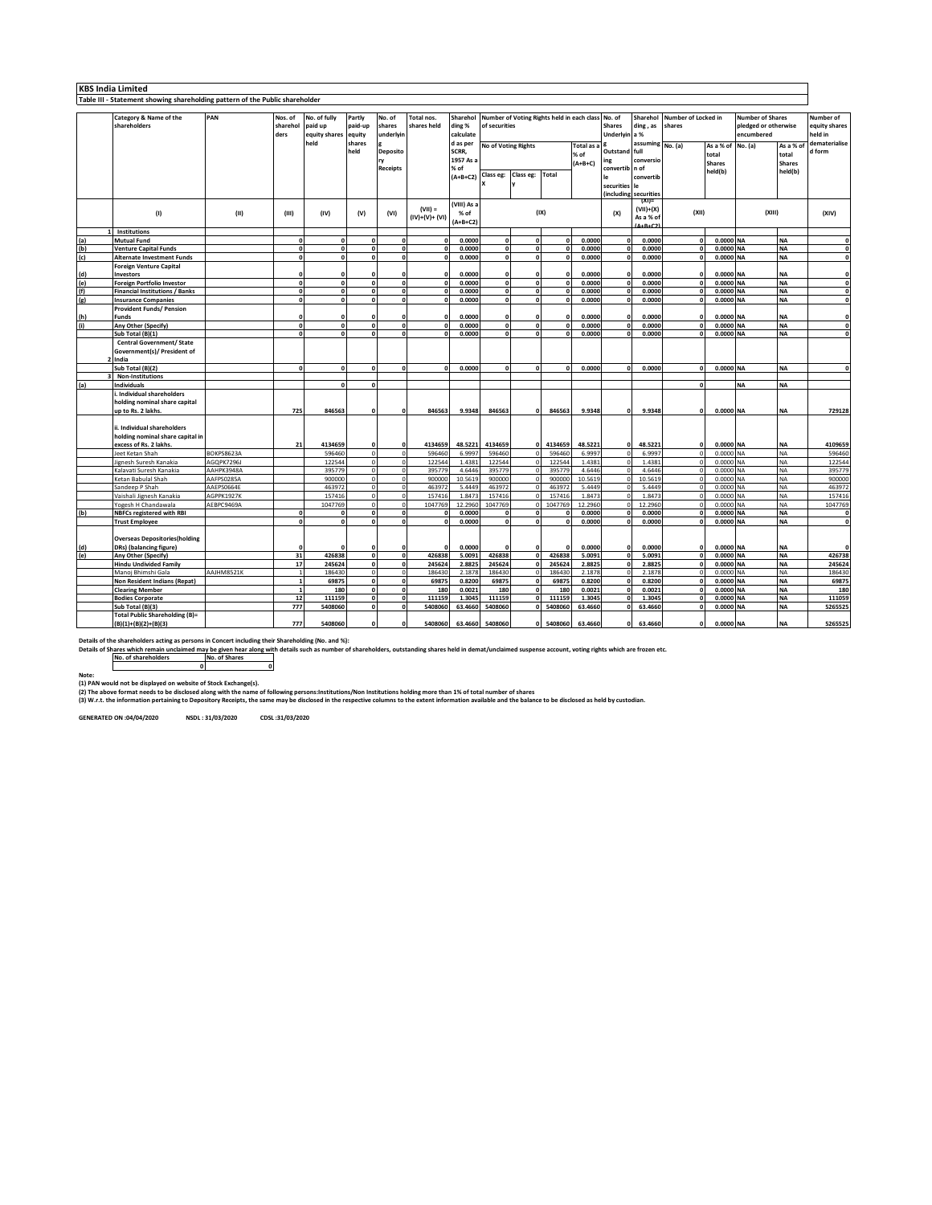**KBS India Limited**

**Table III - Statement showing shareholding pattern of the Public shareholder**

| | Category & Name of the shareholders | PAN | Nos. of shareholders | No. of fully paid up equity shares held | Partly paid-up equity shares held | No. of shares underlying Depository Receipts | Total nos. shares held | Shareholding % calculated as per SCRR, 1957 As a % of (A+B+C2) | Number of Voting Rights held in each class of securities | | | | No. of Shares Underlying Outstanding convertible securities (including Warrants) | Shareholding , as a % assuming full conversion of convertible securities (as a percentage of diluted share capital) | Number of Locked in shares | | Number of Shares pledged or otherwise encumbered | | Number of equity shares held in dematerialised form |
|---|---|---|---|---|---|---|---|---|---|---|---|---|---|---|---|---|---|---|---|
| | | | | | | | | | No of Voting Rights | | | Total as a % of (A+B+C) | | | No. (a) | As a % of total Shares held(b) | No. (a) | As a % of total Shares held(b) | |
| | | | | | | | | | Class eg: X | Class eg: y | Total | | | | | | | | |
| | (I) | (II) | (III) | (IV) | (V) | (VI) | (VII) = (IV)+(V)+ (VI) | (VIII) As a % of (A+B+C2) | (IX) | | | | (X) | (XI)= (VII)+(X) As a % of (A+B+C2) | (XII) | | (XIII) | | (XIV) |
| 1 | **Institutions** | | | | | | | | | | | | | | | | | | |
| (a) | **Mutual Fund** | | 0 | 0 | 0 | 0 | 0 | 0.0000 | 0 | 0 | 0 | 0.0000 | 0 | 0.0000 | 0 | 0.0000 | NA | NA | 0 |
| (b) | **Venture Capital Funds** | | 0 | 0 | 0 | 0 | 0 | 0.0000 | 0 | 0 | 0 | 0.0000 | 0 | 0.0000 | 0 | 0.0000 | NA | NA | 0 |
| (c) | **Alternate Investment Funds** | | 0 | 0 | 0 | 0 | 0 | 0.0000 | 0 | 0 | 0 | 0.0000 | 0 | 0.0000 | 0 | 0.0000 | NA | NA | 0 |
| (d) | **Foreign Venture Capital Investors** | | 0 | 0 | 0 | 0 | 0 | 0.0000 | 0 | 0 | 0 | 0.0000 | 0 | 0.0000 | 0 | 0.0000 | NA | NA | 0 |
| (e) | **Foreign Portfolio Investor** | | 0 | 0 | 0 | 0 | 0 | 0.0000 | 0 | 0 | 0 | 0.0000 | 0 | 0.0000 | 0 | 0.0000 | NA | NA | 0 |
| (f) | **Financial Institutions / Banks** | | 0 | 0 | 0 | 0 | 0 | 0.0000 | 0 | 0 | 0 | 0.0000 | 0 | 0.0000 | 0 | 0.0000 | NA | NA | 0 |
| (g) | **Insurance Companies** | | 0 | 0 | 0 | 0 | 0 | 0.0000 | 0 | 0 | 0 | 0.0000 | 0 | 0.0000 | 0 | 0.0000 | NA | NA | 0 |
| (h) | **Provident Funds/ Pension Funds** | | 0 | 0 | 0 | 0 | 0 | 0.0000 | 0 | 0 | 0 | 0.0000 | 0 | 0.0000 | 0 | 0.0000 | NA | NA | 0 |
| (i) | **Any Other (Specify)** | | 0 | 0 | 0 | 0 | 0 | 0.0000 | 0 | 0 | 0 | 0.0000 | 0 | 0.0000 | 0 | 0.0000 | NA | NA | 0 |
| | **Sub Total (B)(1)** | | 0 | 0 | 0 | 0 | 0 | 0.0000 | 0 | 0 | 0 | 0.0000 | 0 | 0.0000 | 0 | 0.0000 | NA | NA | 0 |
| 2 | **Central Government/ State Government(s)/ President of India** | | | | | | | | | | | | | | | | | | |
| | **Sub Total (B)(2)** | | 0 | 0 | 0 | 0 | 0 | 0.0000 | 0 | 0 | 0 | 0.0000 | 0 | 0.0000 | 0 | 0.0000 | NA | NA | 0 |
| 3 | **Non-Institutions** | | | | | | | | | | | | | | | | | | |
| (a) | **Individuals** | | | 0 | 0 | | | | | | | | | | 0 | | NA | NA | |
| | **i. Individual shareholders holding nominal share capital up to Rs. 2 lakhs.** | | 725 | 846563 | 0 | 0 | 846563 | 9.9348 | 846563 | 0 | 846563 | 9.9348 | 0 | 9.9348 | 0 | 0.0000 | NA | NA | 729128 |
| | **ii. Individual shareholders holding nominal share capital in excess of Rs. 2 lakhs.** | | 21 | 4134659 | 0 | 0 | 4134659 | 48.5221 | 4134659 | 0 | 4134659 | 48.5221 | 0 | 48.5221 | 0 | 0.0000 | NA | NA | 4109659 |
| | Jeet Ketan Shah | BOKPS8623A | | 596460 | 0 | 0 | 596460 | 6.9997 | 596460 | 0 | 596460 | 6.9997 | 0 | 6.9997 | 0 | 0.0000 | NA | NA | 596460 |
| | Jignesh Suresh Kanakia | AGQPK7296J | | 122544 | 0 | 0 | 122544 | 1.4381 | 122544 | 0 | 122544 | 1.4381 | 0 | 1.4381 | 0 | 0.0000 | NA | NA | 122544 |
| | Kalavati Suresh Kanakia | AAHPK3948A | | 395779 | 0 | 0 | 395779 | 4.6446 | 395779 | 0 | 395779 | 4.6446 | 0 | 4.6446 | 0 | 0.0000 | NA | NA | 395779 |
| | Ketan Babulal Shah | AAFPS0285A | | 900000 | 0 | 0 | 900000 | 10.5619 | 900000 | 0 | 900000 | 10.5619 | 0 | 10.5619 | 0 | 0.0000 | NA | NA | 900000 |
| | Sandeep P Shah | AAEPS0664E | | 463972 | 0 | 0 | 463972 | 5.4449 | 463972 | 0 | 463972 | 5.4449 | 0 | 5.4449 | 0 | 0.0000 | NA | NA | 463972 |
| | Vaishali Jignesh Kanakia | AGPPK1927K | | 157416 | 0 | 0 | 157416 | 1.8473 | 157416 | 0 | 157416 | 1.8473 | 0 | 1.8473 | 0 | 0.0000 | NA | NA | 157416 |
| | Yogesh H Chandawala | AEBPC9469A | | 1047769 | 0 | 0 | 1047769 | 12.2960 | 1047769 | 0 | 1047769 | 12.2960 | 0 | 12.2960 | 0 | 0.0000 | NA | NA | 1047769 |
| (b) | **NBFCs registered with RBI** | | 0 | 0 | 0 | 0 | 0 | 0.0000 | 0 | 0 | 0 | 0.0000 | 0 | 0.0000 | 0 | 0.0000 | NA | NA | 0 |
| | **Trust Employee** | | 0 | 0 | 0 | 0 | 0 | 0.0000 | 0 | 0 | 0 | 0.0000 | 0 | 0.0000 | 0 | 0.0000 | NA | NA | 0 |
| (d) | **Overseas Depositories(holding DRs) (balancing figure)** | | 0 | 0 | 0 | 0 | 0 | 0.0000 | 0 | 0 | 0 | 0.0000 | 0 | 0.0000 | 0 | 0.0000 | NA | NA | 0 |
| (e) | **Any Other (Specify)** | | 31 | 426838 | 0 | 0 | 426838 | 5.0091 | 426838 | 0 | 426838 | 5.0091 | 0 | 5.0091 | 0 | 0.0000 | NA | NA | 426738 |
| | **Hindu Undivided Family** | | 17 | 245624 | 0 | 0 | 245624 | 2.8825 | 245624 | 0 | 245624 | 2.8825 | 0 | 2.8825 | 0 | 0.0000 | NA | NA | 245624 |
| | Manoj Bhimshi Gala | AAJHM8521K | 1 | 186430 | 0 | 0 | 186430 | 2.1878 | 186430 | 0 | 186430 | 2.1878 | 0 | 2.1878 | 0 | 0.0000 | NA | NA | 186430 |
| | **Non Resident Indians (Repat)** | | 1 | 69875 | 0 | 0 | 69875 | 0.8200 | 69875 | 0 | 69875 | 0.8200 | 0 | 0.8200 | 0 | 0.0000 | NA | NA | 69875 |
| | **Clearing Member** | | 1 | 180 | 0 | 0 | 180 | 0.0021 | 180 | 0 | 180 | 0.0021 | 0 | 0.0021 | 0 | 0.0000 | NA | NA | 180 |
| | **Bodies Corporate** | | 12 | 111159 | 0 | 0 | 111159 | 1.3045 | 111159 | 0 | 111159 | 1.3045 | 0 | 1.3045 | 0 | 0.0000 | NA | NA | 111059 |
| | **Sub Total (B)(3)** | | 777 | 5408060 | 0 | 0 | 5408060 | 63.4660 | 5408060 | 0 | 5408060 | 63.4660 | 0 | 63.4660 | 0 | 0.0000 | NA | NA | 5265525 |
| | **Total Public Shareholding (B)= (B)(1)+(B)(2)+(B)(3)** | | 777 | 5408060 | 0 | 0 | 5408060 | 63.4660 | 5408060 | 0 | 5408060 | 63.4660 | 0 | 63.4660 | 0 | 0.0000 | NA | NA | 5265525 |

**Details of the shareholders acting as persons in Concert including their Shareholding (No. and %):**

**Details of Shares which remain unclaimed may be given hear along with details such as number of shareholders, outstanding shares held in demat/unclaimed suspense account, voting rights which are frozen etc.**

| No. of shareholders | No. of Shares |
|---|---|
| 0 | 0 |

**Note:**

**(1) PAN would not be displayed on website of Stock Exchange(s).**

**(2) The above format needs to be disclosed along with the name of following persons:Institutions/Non Institutions holding more than 1% of total number of shares**

**(3) W.r.t. the information pertaining to Depository Receipts, the same may be disclosed in the respective columns to the extent information available and the balance to be disclosed as held by custodian.**

**GENERATED ON :04/04/2020 NSDL : 31/03/2020 CDSL :31/03/2020**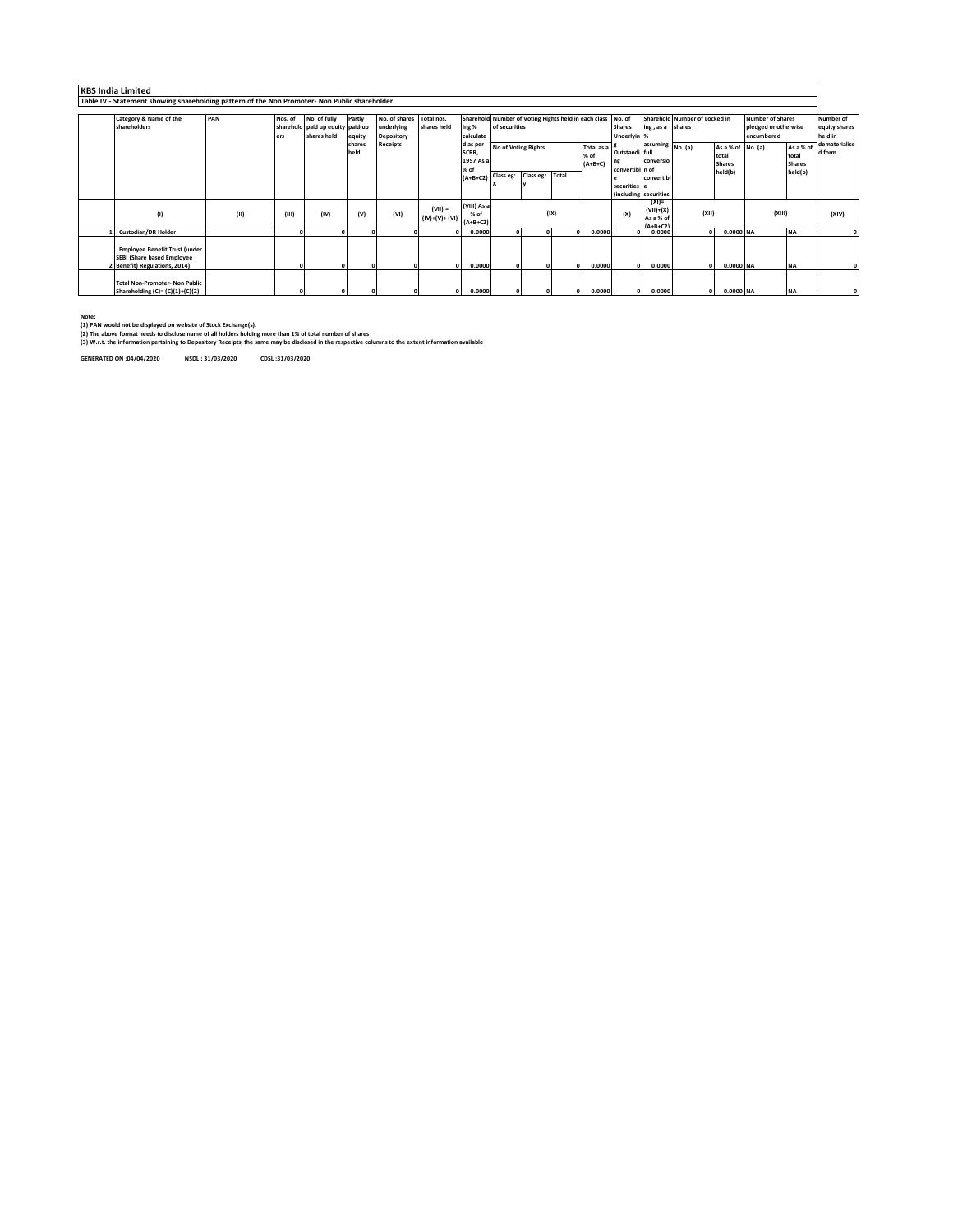**KBS India Limited**

**Table IV - Statement showing shareholding pattern of the Non Promoter- Non Public shareholder**

| | Category & Name of the shareholders | PAN | Nos. of shareholders | No. of fully paid up equity shares held | Partly paid-up equity shares held | No. of shares underlying Depository Receipts | Total nos. shares held | Shareholding % calculated as per SCRR, 1957 As a % of (A+B+C2) | Number of Voting Rights held in each class of securities | | | | No. of Shares Underlying Outstanding convertible securities (including | Shareholding , as a % assuming full conversion of convertible securities | Number of Locked in shares | | Number of Shares pledged or otherwise encumbered | | Number of equity shares held in dematerialised form |
|---|---|---|---|---|---|---|---|---|---|---|---|---|---|---|---|---|---|---|---|
| | | | | | | | | | No of Voting Rights | | | Total as a % of (A+B+C) | | | No. (a) | As a % of total Shares held(b) | No. (a) | As a % of total Shares held(b) | |
| | | | | | | | | | Class eg: X | Class eg: y | Total | | | | | | | | |
| | (I) | (II) | (III) | (IV) | (V) | (VI) | (VII) = (IV)+(V)+ (VI) | (VIII) As a % of (A+B+C2) | (IX) | | | | (X) | (XI)= (VII)+(X) As a % of (A+B+C2) | (XII) | | (XIII) | | (XIV) |
| 1 | Custodian/DR Holder | | 0 | 0 | 0 | 0 | 0 | 0.0000 | 0 | 0 | 0 | 0.0000 | 0 | 0.0000 | 0 | 0.0000 | NA | NA | 0 |
| 2 | Employee Benefit Trust (under SEBI (Share based Employee Benefit) Regulations, 2014) | | 0 | 0 | 0 | 0 | 0 | 0.0000 | 0 | 0 | 0 | 0.0000 | 0 | 0.0000 | 0 | 0.0000 | NA | NA | 0 |
| | Total Non-Promoter- Non Public Shareholding (C)= (C)(1)+(C)(2) | | 0 | 0 | 0 | 0 | 0 | 0.0000 | 0 | 0 | 0 | 0.0000 | 0 | 0.0000 | 0 | 0.0000 | NA | NA | 0 |

**Note:**

**(1) PAN would not be displayed on website of Stock Exchange(s).**

**(2) The above format needs to disclose name of all holders holding more than 1% of total number of shares**

**(3) W.r.t. the information pertaining to Depository Receipts, the same may be disclosed in the respective columns to the extent information available**

**GENERATED ON :04/04/2020 NSDL : 31/03/2020 CDSL :31/03/2020**